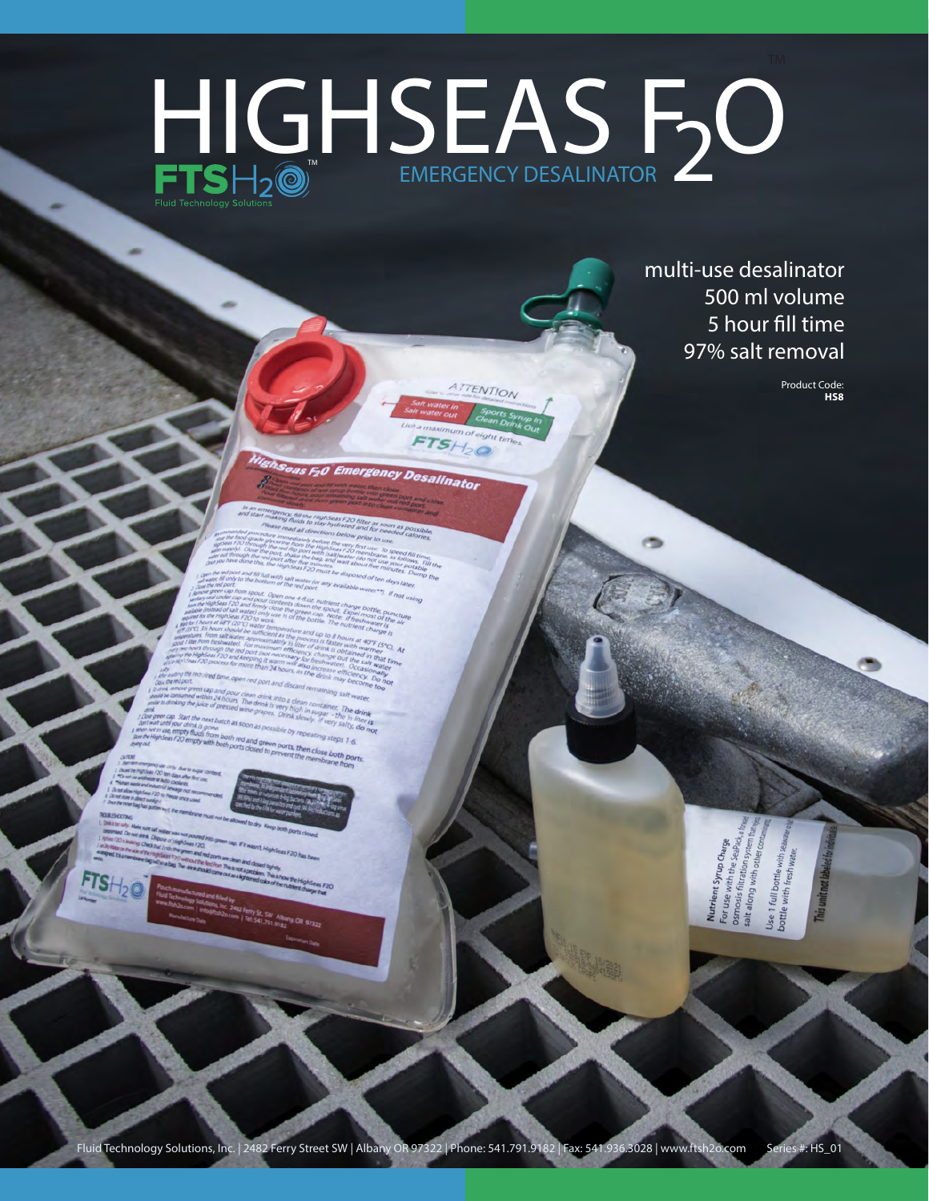# HIGHSEAS F$_2$O™

FTSH$_2$O™ Fluid Technology Solutions

EMERGENCY DESALINATOR

multi-use desalinator
500 ml volume
5 hour fill time
97% salt removal

Product Code:
**HS8**

Fluid Technology Solutions, Inc. | 2482 Ferry Street SW | Albany OR 97322 | Phone: 541.791.9182 | Fax: 541.936.3028 | www.ftsh2o.com     Series #: HS_01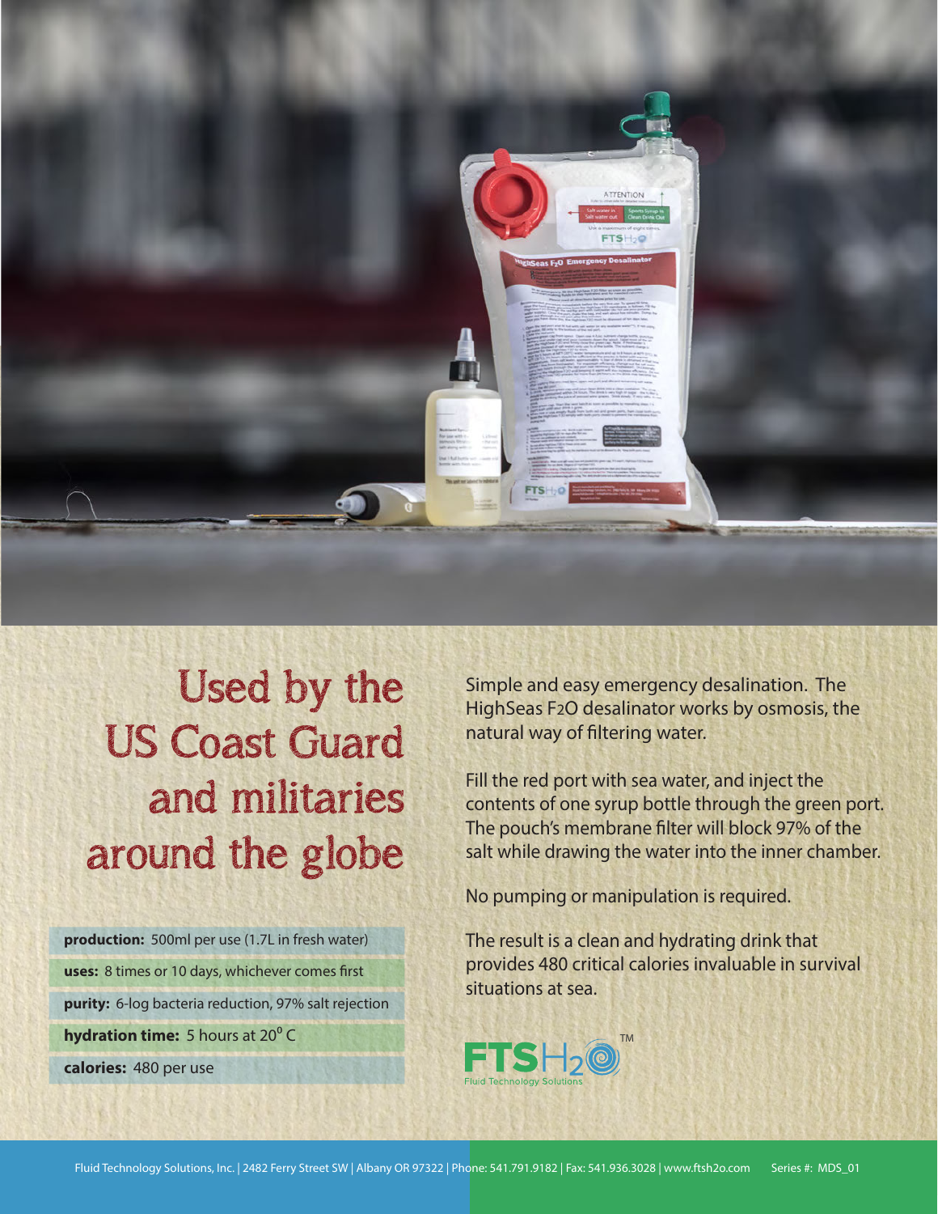# Used by the US Coast Guard and militaries around the globe

**production:** 500ml per use (1.7L in fresh water)

**uses:** 8 times or 10 days, whichever comes first

**purity:** 6-log bacteria reduction, 97% salt rejection

**hydration time:** 5 hours at 20° C

**calories:** 480 per use

Simple and easy emergency desalination. The HighSeas F2O desalinator works by osmosis, the natural way of filtering water.

Fill the red port with sea water, and inject the contents of one syrup bottle through the green port. The pouch's membrane filter will block 97% of the salt while drawing the water into the inner chamber.

No pumping or manipulation is required.

The result is a clean and hydrating drink that provides 480 critical calories invaluable in survival situations at sea.

FTSH2O™
Fluid Technology Solutions

Fluid Technology Solutions, Inc. | 2482 Ferry Street SW | Albany OR 97322 | Phone: 541.791.9182 | Fax: 541.936.3028 | www.ftsh2o.com    Series #: MDS_01